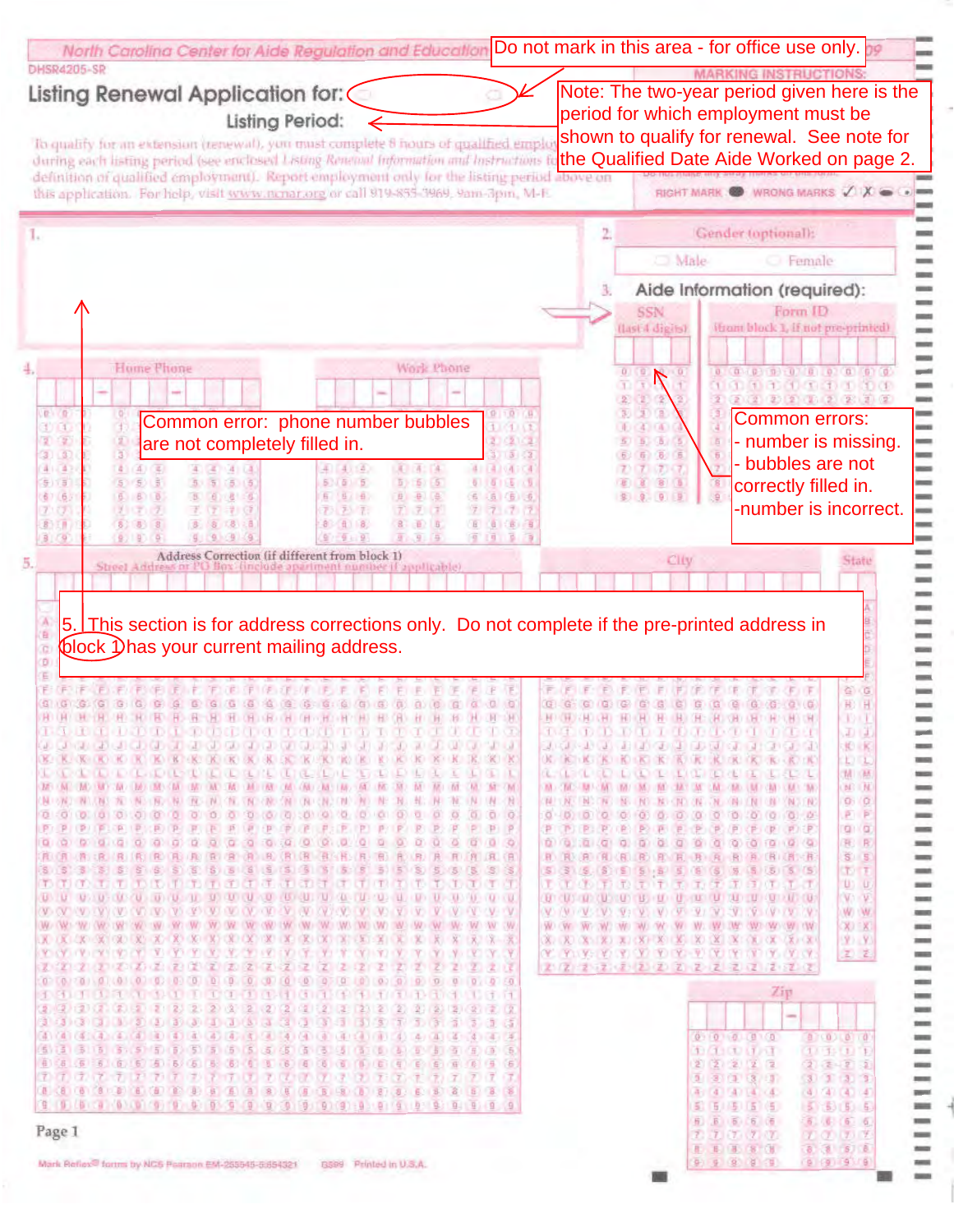North Carolina Center for Aide Regulation and Education

DHSR4205-SR

# Listing Renewal Application for:

**Listing Period:**

Do not mark in this area - for office use only.

Note: The two-year period given here is the period for which employment must be shown to qualify for renewal. See note for the Qualified Date Aide Worked on page 2.

To qualify for an extension (renewal), you must complete 8 hours of qualified employment during each listing period (see enclosed *Listing Renewal Information and Instructions* for definition of qualified employment). Report employment only for the listing period above on this application. For help, visit www.ncnar.org or call 919-855-3969, 9am-3pm, M-F.

MARKING INSTRUCTIONS:

Do not make any stray marks on this form.

RIGHT MARK ● WRONG MARKS ✓ ✗ ⊖ ⊙

1.

2. Gender (optional):

○ Male ○ Female

3. Aide Information (required):

SSN (last 4 digits) | Form ID (from block 1, if not pre-printed)

Common errors:
- number is missing.
- bubbles are not correctly filled in.
- number is incorrect.

4. Home Phone | Work Phone

Common error: phone number bubbles are not completely filled in.

5. Address Correction (if different from block 1)

Street Address or PO Box (include apartment number if applicable) | City | State | Zip

5. This section is for address corrections only. Do not complete if the pre-printed address in block 1 has your current mailing address.

Mark Reflex® forms by NCS Pearson EM-255545-5:654321 GS99 Printed in U.S.A.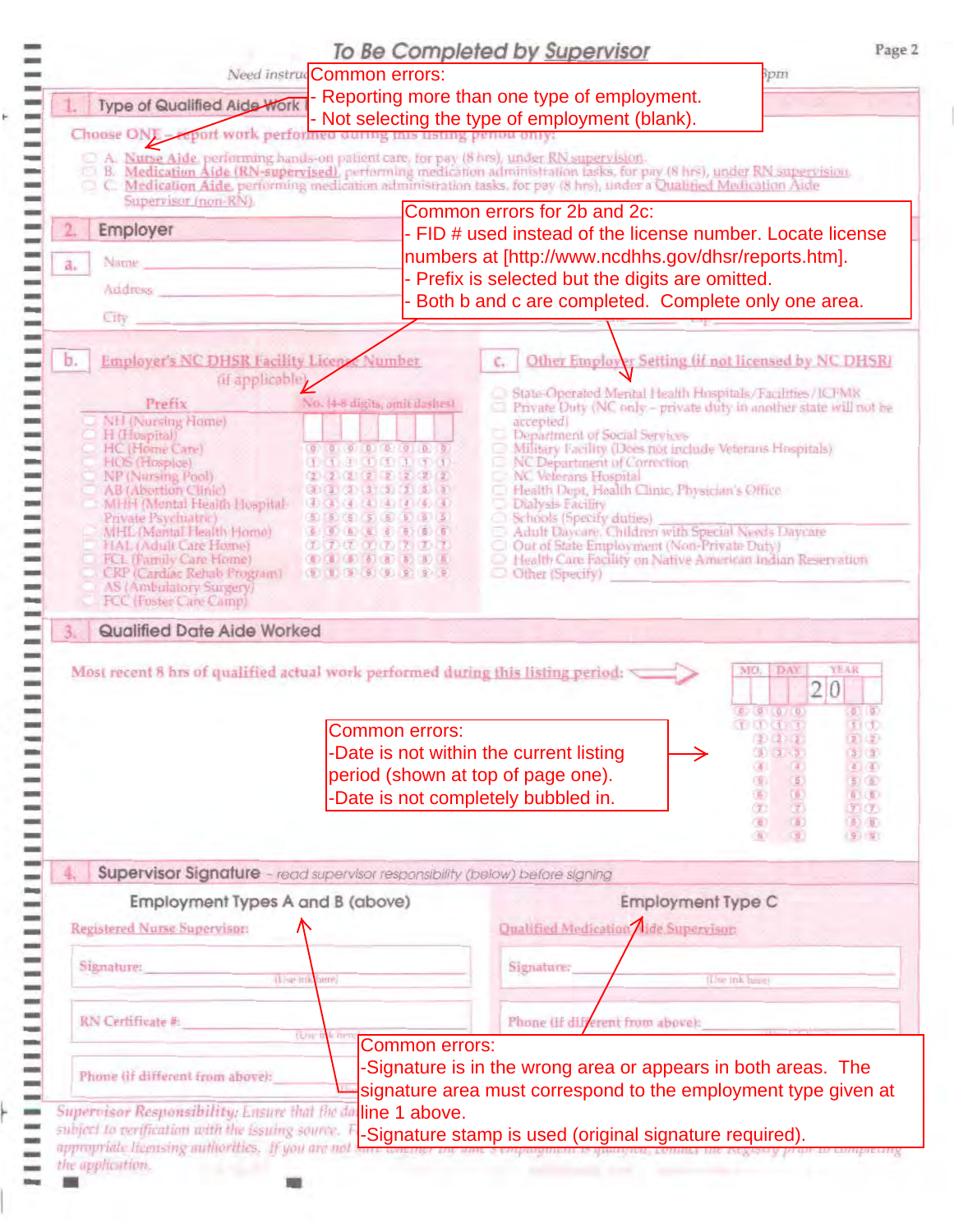# To Be Completed by Supervisor

Need instru... ...pm

**Common errors:**
- Reporting more than one type of employment.
- Not selecting the type of employment (blank).

## 1. Type of Qualified Aide Work

Choose ONE – report work performed during this listing period only:

- A. Nurse Aide, performing hands-on patient care, for pay (8 hrs), under RN supervision
- B. Medication Aide (RN-supervised), performing medication administration tasks, for pay (8 hrs), under RN supervision
- C. Medication Aide, performing medication administration tasks, for pay (8 hrs), under a Qualified Medication Aide Supervisor (non-RN)

## 2. Employer

**Common errors for 2b and 2c:**
- FID # used instead of the license number. Locate license numbers at [http://www.ncdhhs.gov/dhsr/reports.htm].
- Prefix is selected but the digits are omitted.
- Both b and c are completed. Complete only one area.

a. Name

Address

City

**b. Employer's NC DHSR Facility License Number** (if applicable)

Prefix | No. (4-8 digits, omit dashes)

- NH (Nursing Home)
- H (Hospital)
- HC (Home Care)
- HOS (Hospice)
- NP (Nursing Pool)
- AB (Abortion Clinic)
- MHH (Mental Health Hospital-Private Psychiatric)
- MHL (Mental Health Home)
- HAL (Adult Care Home)
- FCL (Family Care Home)
- CRP (Cardiac Rehab Program)
- AS (Ambulatory Surgery)
- FCC (Foster Care Camp)

**c. Other Employer Setting (if not licensed by NC DHSR)**

- State-Operated Mental Health Hospitals/Facilities / ICFMR
- Private Duty (NC only – private duty in another state will not be accepted)
- Department of Social Services
- Military Facility (Does not include Veterans Hospitals)
- NC Department of Correction
- NC Veterans Hospital
- Health Dept, Health Clinic, Physician's Office
- Dialysis Facility
- Schools (Specify duties)
- Adult Daycare, Children with Special Needs Daycare
- Out of State Employment (Non-Private Duty)
- Health Care Facility on Native American Indian Reservation
- Other (Specify)

## 3. Qualified Date Aide Worked

Most recent 8 hrs of qualified actual work performed during this listing period:

MO. | DAY | YEAR 20__

**Common errors:**
- Date is not within the current listing period (shown at top of page one).
- Date is not completely bubbled in.

## 4. Supervisor Signature – read supervisor responsibility (below) before signing

**Employment Types A and B (above)**

Registered Nurse Supervisor:

Signature: (Use ink here)

RN Certificate #:

Phone (if different from above):

**Employment Type C**

Qualified Medication Aide Supervisor:

Signature: (Use ink here)

Phone (if different from above):

**Common errors:**
- Signature is in the wrong area or appears in both areas. The signature area must correspond to the employment type given at line 1 above.
- Signature stamp is used (original signature required).

*Supervisor Responsibility: Ensure that the da... subject to verification with the issuing source. F... appropriate licensing authorities. If you are not ... the application.*